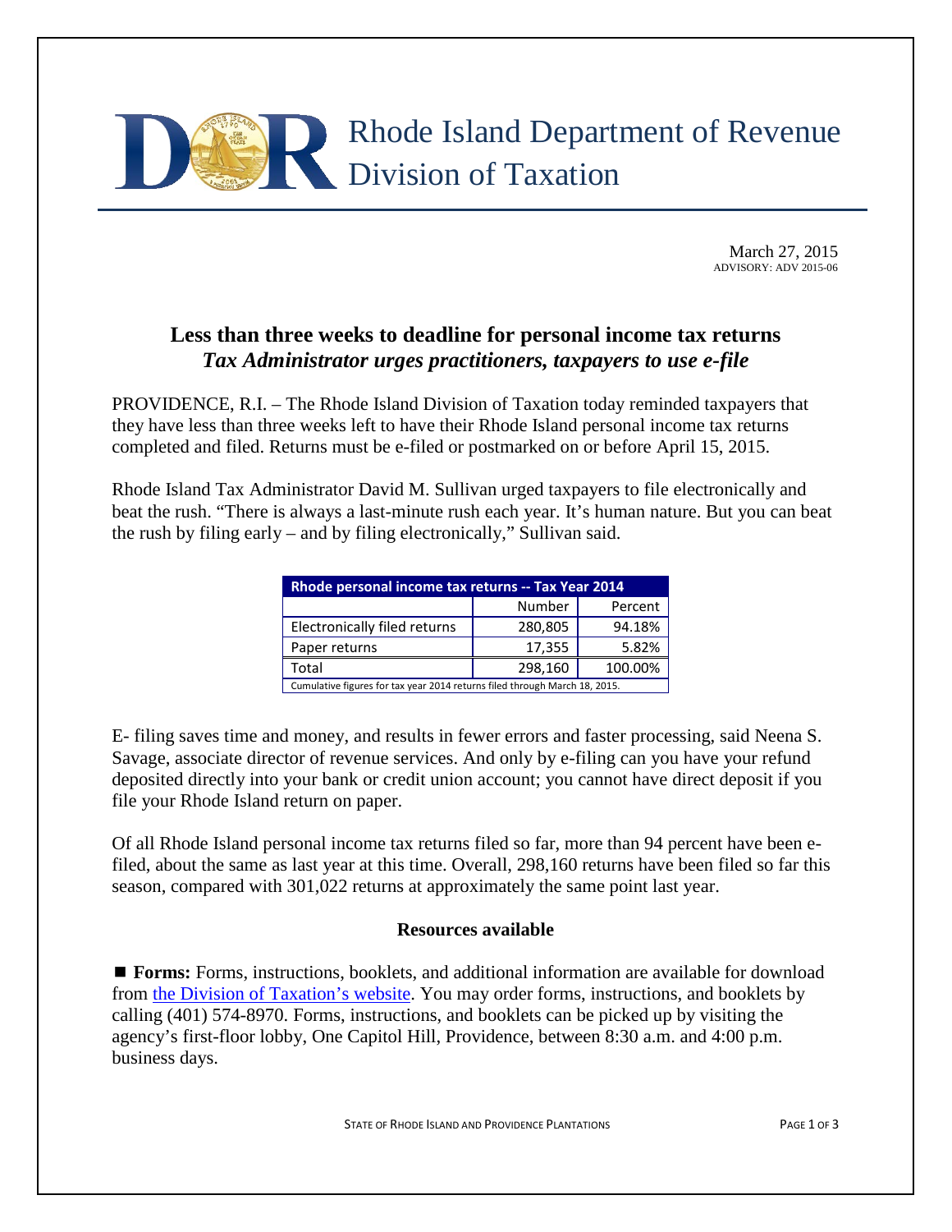# Rhode Island Department of Revenue
## Division of Taxation

March 27, 2015
ADVISORY: ADV 2015-06

## Less than three weeks to deadline for personal income tax returns
### *Tax Administrator urges practitioners, taxpayers to use e-file*

PROVIDENCE, R.I. – The Rhode Island Division of Taxation today reminded taxpayers that they have less than three weeks left to have their Rhode Island personal income tax returns completed and filed. Returns must be e-filed or postmarked on or before April 15, 2015.

Rhode Island Tax Administrator David M. Sullivan urged taxpayers to file electronically and beat the rush. "There is always a last-minute rush each year. It's human nature. But you can beat the rush by filing early – and by filing electronically," Sullivan said.

| Rhode personal income tax returns -- Tax Year 2014 | | |
|---|---|---|
| | Number | Percent |
| Electronically filed returns | 280,805 | 94.18% |
| Paper returns | 17,355 | 5.82% |
| Total | 298,160 | 100.00% |
| Cumulative figures for tax year 2014 returns filed through March 18, 2015. | | |

E- filing saves time and money, and results in fewer errors and faster processing, said Neena S. Savage, associate director of revenue services. And only by e-filing can you have your refund deposited directly into your bank or credit union account; you cannot have direct deposit if you file your Rhode Island return on paper.

Of all Rhode Island personal income tax returns filed so far, more than 94 percent have been e-filed, about the same as last year at this time. Overall, 298,160 returns have been filed so far this season, compared with 301,022 returns at approximately the same point last year.

### Resources available

■ **Forms:** Forms, instructions, booklets, and additional information are available for download from the Division of Taxation's website. You may order forms, instructions, and booklets by calling (401) 574-8970. Forms, instructions, and booklets can be picked up by visiting the agency's first-floor lobby, One Capitol Hill, Providence, between 8:30 a.m. and 4:00 p.m. business days.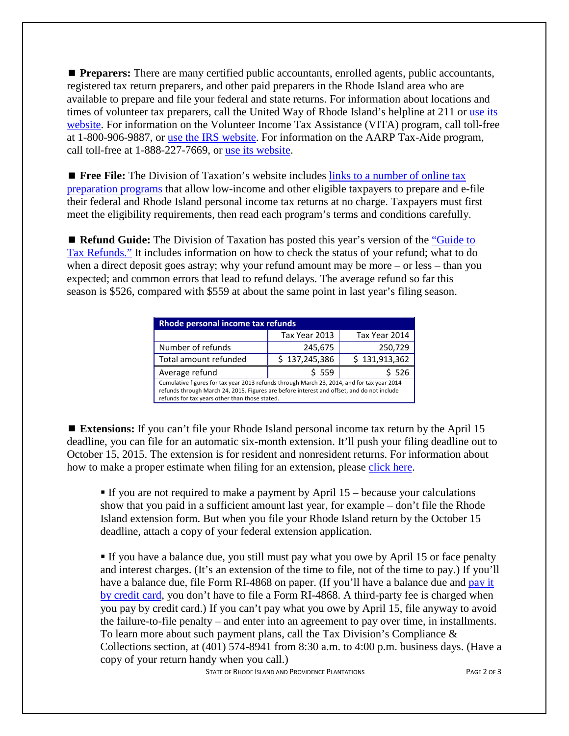■ **Preparers:** There are many certified public accountants, enrolled agents, public accountants, registered tax return preparers, and other paid preparers in the Rhode Island area who are available to prepare and file your federal and state returns. For information about locations and times of volunteer tax preparers, call the United Way of Rhode Island's helpline at 211 or use its website. For information on the Volunteer Income Tax Assistance (VITA) program, call toll-free at 1-800-906-9887, or use the IRS website. For information on the AARP Tax-Aide program, call toll-free at 1-888-227-7669, or use its website.

■ **Free File:** The Division of Taxation's website includes links to a number of online tax preparation programs that allow low-income and other eligible taxpayers to prepare and e-file their federal and Rhode Island personal income tax returns at no charge. Taxpayers must first meet the eligibility requirements, then read each program's terms and conditions carefully.

■ **Refund Guide:** The Division of Taxation has posted this year's version of the "Guide to Tax Refunds." It includes information on how to check the status of your refund; what to do when a direct deposit goes astray; why your refund amount may be more – or less – than you expected; and common errors that lead to refund delays. The average refund so far this season is $526, compared with $559 at about the same point in last year's filing season.

| Rhode personal income tax refunds | | |
|---|---|---|
| | Tax Year 2013 | Tax Year 2014 |
| Number of refunds | 245,675 | 250,729 |
| Total amount refunded | $ 137,245,386 | $ 131,913,362 |
| Average refund | $ 559 | $ 526 |

Cumulative figures for tax year 2013 refunds through March 23, 2014, and for tax year 2014 refunds through March 24, 2015. Figures are before interest and offset, and do not include refunds for tax years other than those stated.

■ **Extensions:** If you can't file your Rhode Island personal income tax return by the April 15 deadline, you can file for an automatic six-month extension. It'll push your filing deadline out to October 15, 2015. The extension is for resident and nonresident returns. For information about how to make a proper estimate when filing for an extension, please click here.

- If you are not required to make a payment by April 15 – because your calculations show that you paid in a sufficient amount last year, for example – don't file the Rhode Island extension form. But when you file your Rhode Island return by the October 15 deadline, attach a copy of your federal extension application.

- If you have a balance due, you still must pay what you owe by April 15 or face penalty and interest charges. (It's an extension of the time to file, not of the time to pay.) If you'll have a balance due, file Form RI-4868 on paper. (If you'll have a balance due and pay it by credit card, you don't have to file a Form RI-4868. A third-party fee is charged when you pay by credit card.) If you can't pay what you owe by April 15, file anyway to avoid the failure-to-file penalty – and enter into an agreement to pay over time, in installments. To learn more about such payment plans, call the Tax Division's Compliance & Collections section, at (401) 574-8941 from 8:30 a.m. to 4:00 p.m. business days. (Have a copy of your return handy when you call.)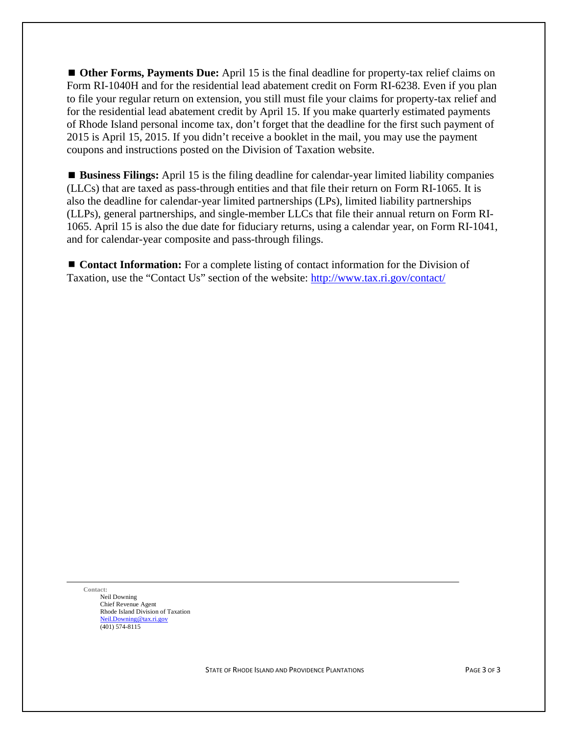■ **Other Forms, Payments Due:** April 15 is the final deadline for property-tax relief claims on Form RI-1040H and for the residential lead abatement credit on Form RI-6238. Even if you plan to file your regular return on extension, you still must file your claims for property-tax relief and for the residential lead abatement credit by April 15. If you make quarterly estimated payments of Rhode Island personal income tax, don't forget that the deadline for the first such payment of 2015 is April 15, 2015. If you didn't receive a booklet in the mail, you may use the payment coupons and instructions posted on the Division of Taxation website.

■ **Business Filings:** April 15 is the filing deadline for calendar-year limited liability companies (LLCs) that are taxed as pass-through entities and that file their return on Form RI-1065. It is also the deadline for calendar-year limited partnerships (LPs), limited liability partnerships (LLPs), general partnerships, and single-member LLCs that file their annual return on Form RI-1065. April 15 is also the due date for fiduciary returns, using a calendar year, on Form RI-1041, and for calendar-year composite and pass-through filings.

■ **Contact Information:** For a complete listing of contact information for the Division of Taxation, use the "Contact Us" section of the website: [http://www.tax.ri.gov/contact/](http://www.tax.ri.gov/contact/)

---

**Contact:**

Neil Downing
Chief Revenue Agent
Rhode Island Division of Taxation
[Neil.Downing@tax.ri.gov](mailto:Neil.Downing@tax.ri.gov)
(401) 574-8115